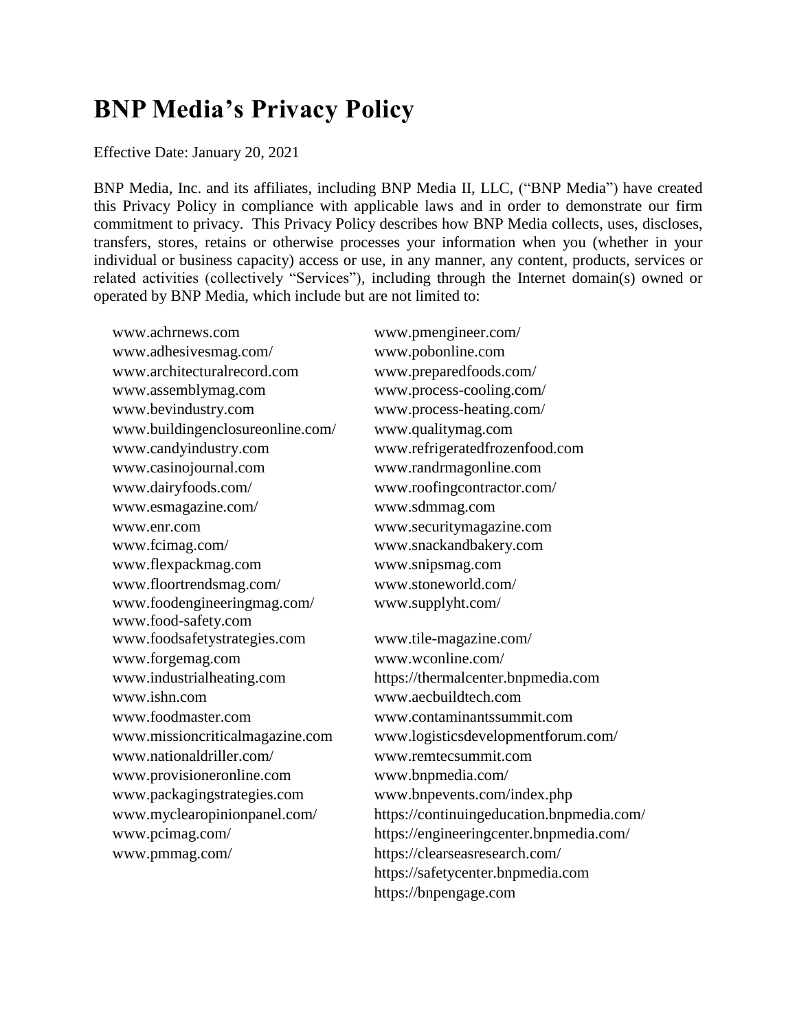# BNP Media's Privacy Policy

Effective Date: January 20, 2021

BNP Media, Inc. and its affiliates, including BNP Media II, LLC, ("BNP Media") have created this Privacy Policy in compliance with applicable laws and in order to demonstrate our firm commitment to privacy. This Privacy Policy describes how BNP Media collects, uses, discloses, transfers, stores, retains or otherwise processes your information when you (whether in your individual or business capacity) access or use, in any manner, any content, products, services or related activities (collectively "Services"), including through the Internet domain(s) owned or operated by BNP Media, which include but are not limited to:

- www.achrnews.com
- www.adhesivesmag.com/
- www.architecturalrecord.com
- www.assemblymag.com
- www.bevindustry.com
- www.buildingenclosureonline.com/
- www.candyindustry.com
- www.casinojournal.com
- www.dairyfoods.com/
- www.esmagazine.com/
- www.enr.com
- www.fcimag.com/
- www.flexpackmag.com
- www.floortrendsmag.com/
- www.foodengineeringmag.com/
- www.food-safety.com
- www.foodsafetystrategies.com
- www.forgemag.com
- www.industrialheating.com
- www.ishn.com
- www.foodmaster.com
- www.missioncriticalmagazine.com
- www.nationaldriller.com/
- www.provisioneronline.com
- www.packagingstrategies.com
- www.myclearopinionpanel.com/
- www.pcimag.com/
- www.pmmag.com/
- www.pmengineer.com/
- www.pobonline.com
- www.preparedfoods.com/
- www.process-cooling.com/
- www.process-heating.com/
- www.qualitymag.com
- www.refrigeratedfrozenfood.com
- www.randrmagonline.com
- www.roofingcontractor.com/
- www.sdmmag.com
- www.securitymagazine.com
- www.snackandbakery.com
- www.snipsmag.com
- www.stoneworld.com/
- www.supplyht.com/
- www.tile-magazine.com/
- www.wconline.com/
- https://thermalcenter.bnpmedia.com
- www.aecbuildtech.com
- www.contaminantssummit.com
- www.logisticsdevelopmentforum.com/
- www.remtecsummit.com
- www.bnpmedia.com/
- www.bnpevents.com/index.php
- https://continuingeducation.bnpmedia.com/
- https://engineeringcenter.bnpmedia.com/
- https://clearseasresearch.com/
- https://safetycenter.bnpmedia.com
- https://bnpengage.com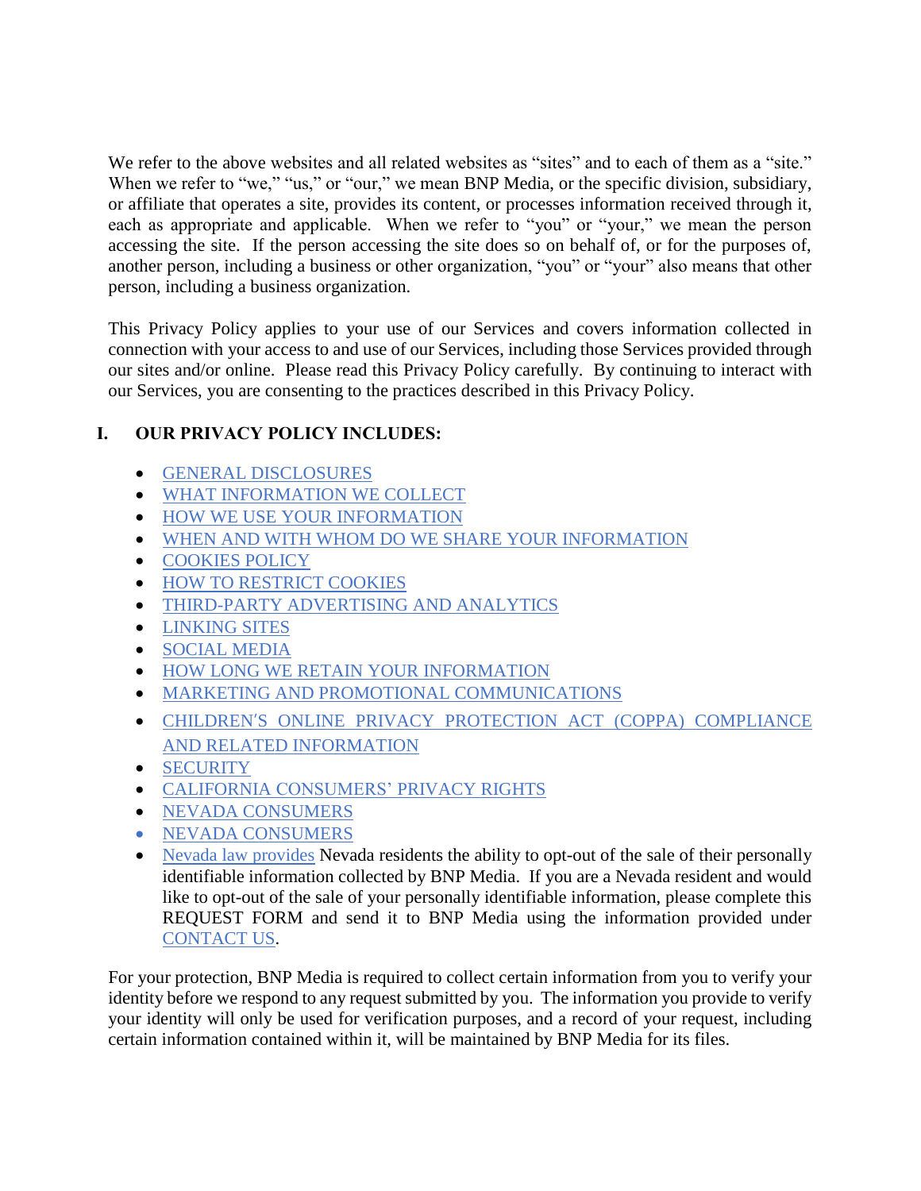We refer to the above websites and all related websites as "sites" and to each of them as a "site." When we refer to "we," "us," or "our," we mean BNP Media, or the specific division, subsidiary, or affiliate that operates a site, provides its content, or processes information received through it, each as appropriate and applicable. When we refer to "you" or "your," we mean the person accessing the site. If the person accessing the site does so on behalf of, or for the purposes of, another person, including a business or other organization, "you" or "your" also means that other person, including a business organization.

This Privacy Policy applies to your use of our Services and covers information collected in connection with your access to and use of our Services, including those Services provided through our sites and/or online. Please read this Privacy Policy carefully. By continuing to interact with our Services, you are consenting to the practices described in this Privacy Policy.

## I. OUR PRIVACY POLICY INCLUDES:

- GENERAL DISCLOSURES
- WHAT INFORMATION WE COLLECT
- HOW WE USE YOUR INFORMATION
- WHEN AND WITH WHOM DO WE SHARE YOUR INFORMATION
- COOKIES POLICY
- HOW TO RESTRICT COOKIES
- THIRD-PARTY ADVERTISING AND ANALYTICS
- LINKING SITES
- SOCIAL MEDIA
- HOW LONG WE RETAIN YOUR INFORMATION
- MARKETING AND PROMOTIONAL COMMUNICATIONS
- CHILDREN'S ONLINE PRIVACY PROTECTION ACT (COPPA) COMPLIANCE AND RELATED INFORMATION
- SECURITY
- CALIFORNIA CONSUMERS' PRIVACY RIGHTS
- NEVADA CONSUMERS
- NEVADA CONSUMERS
- Nevada law provides Nevada residents the ability to opt-out of the sale of their personally identifiable information collected by BNP Media. If you are a Nevada resident and would like to opt-out of the sale of your personally identifiable information, please complete this REQUEST FORM and send it to BNP Media using the information provided under CONTACT US.

For your protection, BNP Media is required to collect certain information from you to verify your identity before we respond to any request submitted by you. The information you provide to verify your identity will only be used for verification purposes, and a record of your request, including certain information contained within it, will be maintained by BNP Media for its files.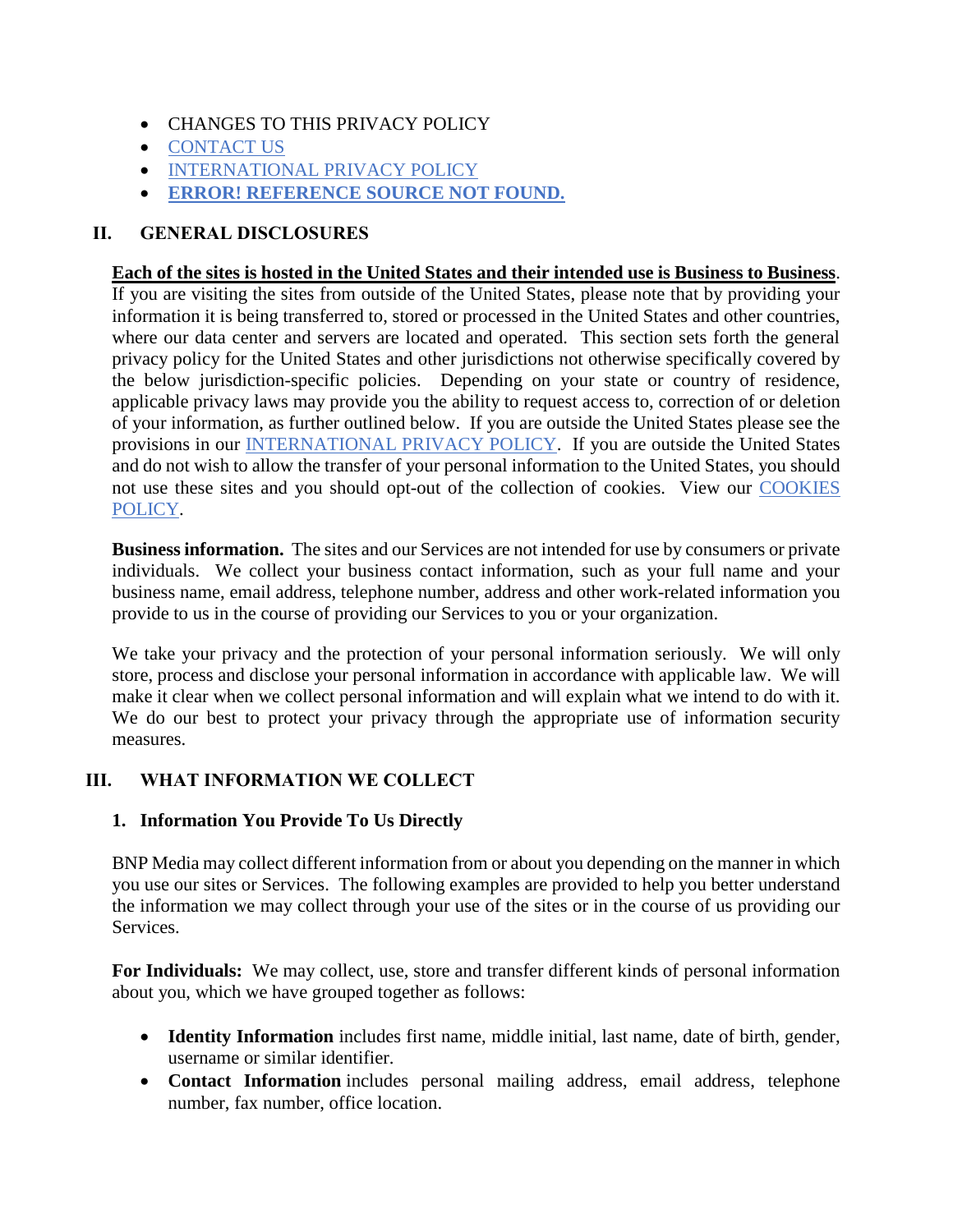- CHANGES TO THIS PRIVACY POLICY
- CONTACT US
- INTERNATIONAL PRIVACY POLICY
- **ERROR! REFERENCE SOURCE NOT FOUND.**

## II. GENERAL DISCLOSURES

**Each of the sites is hosted in the United States and their intended use is Business to Business**. If you are visiting the sites from outside of the United States, please note that by providing your information it is being transferred to, stored or processed in the United States and other countries, where our data center and servers are located and operated. This section sets forth the general privacy policy for the United States and other jurisdictions not otherwise specifically covered by the below jurisdiction-specific policies. Depending on your state or country of residence, applicable privacy laws may provide you the ability to request access to, correction of or deletion of your information, as further outlined below. If you are outside the United States please see the provisions in our INTERNATIONAL PRIVACY POLICY. If you are outside the United States and do not wish to allow the transfer of your personal information to the United States, you should not use these sites and you should opt-out of the collection of cookies. View our COOKIES POLICY.

**Business information.** The sites and our Services are not intended for use by consumers or private individuals. We collect your business contact information, such as your full name and your business name, email address, telephone number, address and other work-related information you provide to us in the course of providing our Services to you or your organization.

We take your privacy and the protection of your personal information seriously. We will only store, process and disclose your personal information in accordance with applicable law. We will make it clear when we collect personal information and will explain what we intend to do with it. We do our best to protect your privacy through the appropriate use of information security measures.

## III. WHAT INFORMATION WE COLLECT

### 1. Information You Provide To Us Directly

BNP Media may collect different information from or about you depending on the manner in which you use our sites or Services. The following examples are provided to help you better understand the information we may collect through your use of the sites or in the course of us providing our Services.

**For Individuals:** We may collect, use, store and transfer different kinds of personal information about you, which we have grouped together as follows:

- **Identity Information** includes first name, middle initial, last name, date of birth, gender, username or similar identifier.
- **Contact Information** includes personal mailing address, email address, telephone number, fax number, office location.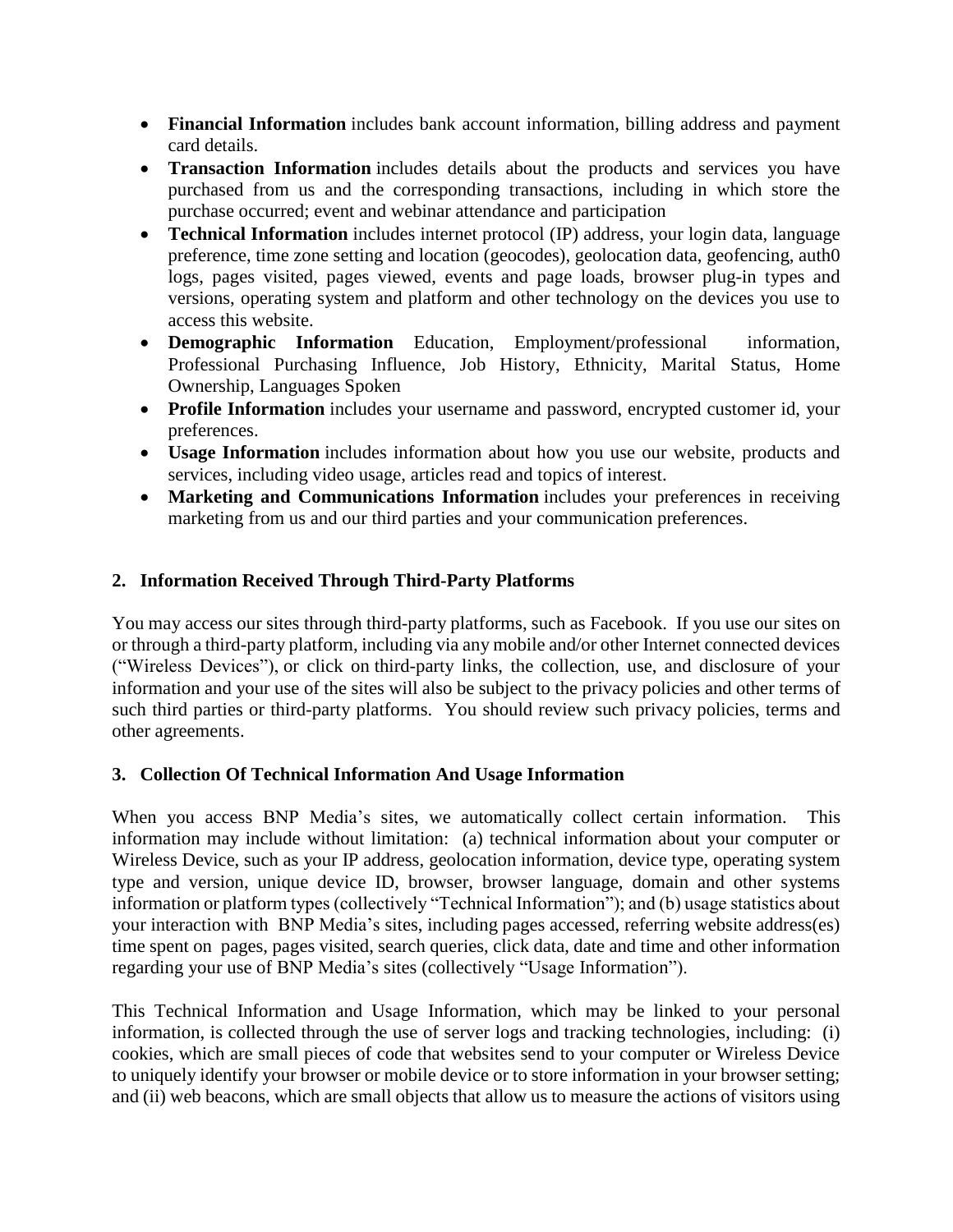- **Financial Information** includes bank account information, billing address and payment card details.
- **Transaction Information** includes details about the products and services you have purchased from us and the corresponding transactions, including in which store the purchase occurred; event and webinar attendance and participation
- **Technical Information** includes internet protocol (IP) address, your login data, language preference, time zone setting and location (geocodes), geolocation data, geofencing, auth0 logs, pages visited, pages viewed, events and page loads, browser plug-in types and versions, operating system and platform and other technology on the devices you use to access this website.
- **Demographic Information** Education, Employment/professional information, Professional Purchasing Influence, Job History, Ethnicity, Marital Status, Home Ownership, Languages Spoken
- **Profile Information** includes your username and password, encrypted customer id, your preferences.
- **Usage Information** includes information about how you use our website, products and services, including video usage, articles read and topics of interest.
- **Marketing and Communications Information** includes your preferences in receiving marketing from us and our third parties and your communication preferences.

## 2. Information Received Through Third-Party Platforms

You may access our sites through third-party platforms, such as Facebook. If you use our sites on or through a third-party platform, including via any mobile and/or other Internet connected devices ("Wireless Devices"), or click on third-party links, the collection, use, and disclosure of your information and your use of the sites will also be subject to the privacy policies and other terms of such third parties or third-party platforms. You should review such privacy policies, terms and other agreements.

## 3. Collection Of Technical Information And Usage Information

When you access BNP Media's sites, we automatically collect certain information. This information may include without limitation: (a) technical information about your computer or Wireless Device, such as your IP address, geolocation information, device type, operating system type and version, unique device ID, browser, browser language, domain and other systems information or platform types (collectively "Technical Information"); and (b) usage statistics about your interaction with BNP Media's sites, including pages accessed, referring website address(es) time spent on pages, pages visited, search queries, click data, date and time and other information regarding your use of BNP Media's sites (collectively "Usage Information").

This Technical Information and Usage Information, which may be linked to your personal information, is collected through the use of server logs and tracking technologies, including: (i) cookies, which are small pieces of code that websites send to your computer or Wireless Device to uniquely identify your browser or mobile device or to store information in your browser setting; and (ii) web beacons, which are small objects that allow us to measure the actions of visitors using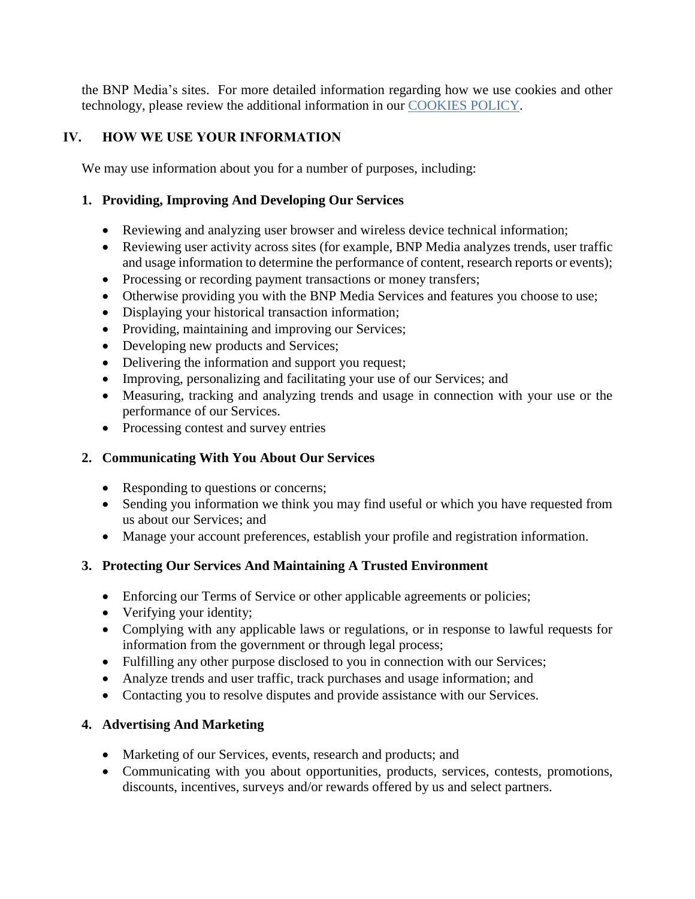the BNP Media's sites. For more detailed information regarding how we use cookies and other technology, please review the additional information in our COOKIES POLICY.

## IV. HOW WE USE YOUR INFORMATION

We may use information about you for a number of purposes, including:

### 1. Providing, Improving And Developing Our Services

- Reviewing and analyzing user browser and wireless device technical information;
- Reviewing user activity across sites (for example, BNP Media analyzes trends, user traffic and usage information to determine the performance of content, research reports or events);
- Processing or recording payment transactions or money transfers;
- Otherwise providing you with the BNP Media Services and features you choose to use;
- Displaying your historical transaction information;
- Providing, maintaining and improving our Services;
- Developing new products and Services;
- Delivering the information and support you request;
- Improving, personalizing and facilitating your use of our Services; and
- Measuring, tracking and analyzing trends and usage in connection with your use or the performance of our Services.
- Processing contest and survey entries

### 2. Communicating With You About Our Services

- Responding to questions or concerns;
- Sending you information we think you may find useful or which you have requested from us about our Services; and
- Manage your account preferences, establish your profile and registration information.

### 3. Protecting Our Services And Maintaining A Trusted Environment

- Enforcing our Terms of Service or other applicable agreements or policies;
- Verifying your identity;
- Complying with any applicable laws or regulations, or in response to lawful requests for information from the government or through legal process;
- Fulfilling any other purpose disclosed to you in connection with our Services;
- Analyze trends and user traffic, track purchases and usage information; and
- Contacting you to resolve disputes and provide assistance with our Services.

### 4. Advertising And Marketing

- Marketing of our Services, events, research and products; and
- Communicating with you about opportunities, products, services, contests, promotions, discounts, incentives, surveys and/or rewards offered by us and select partners.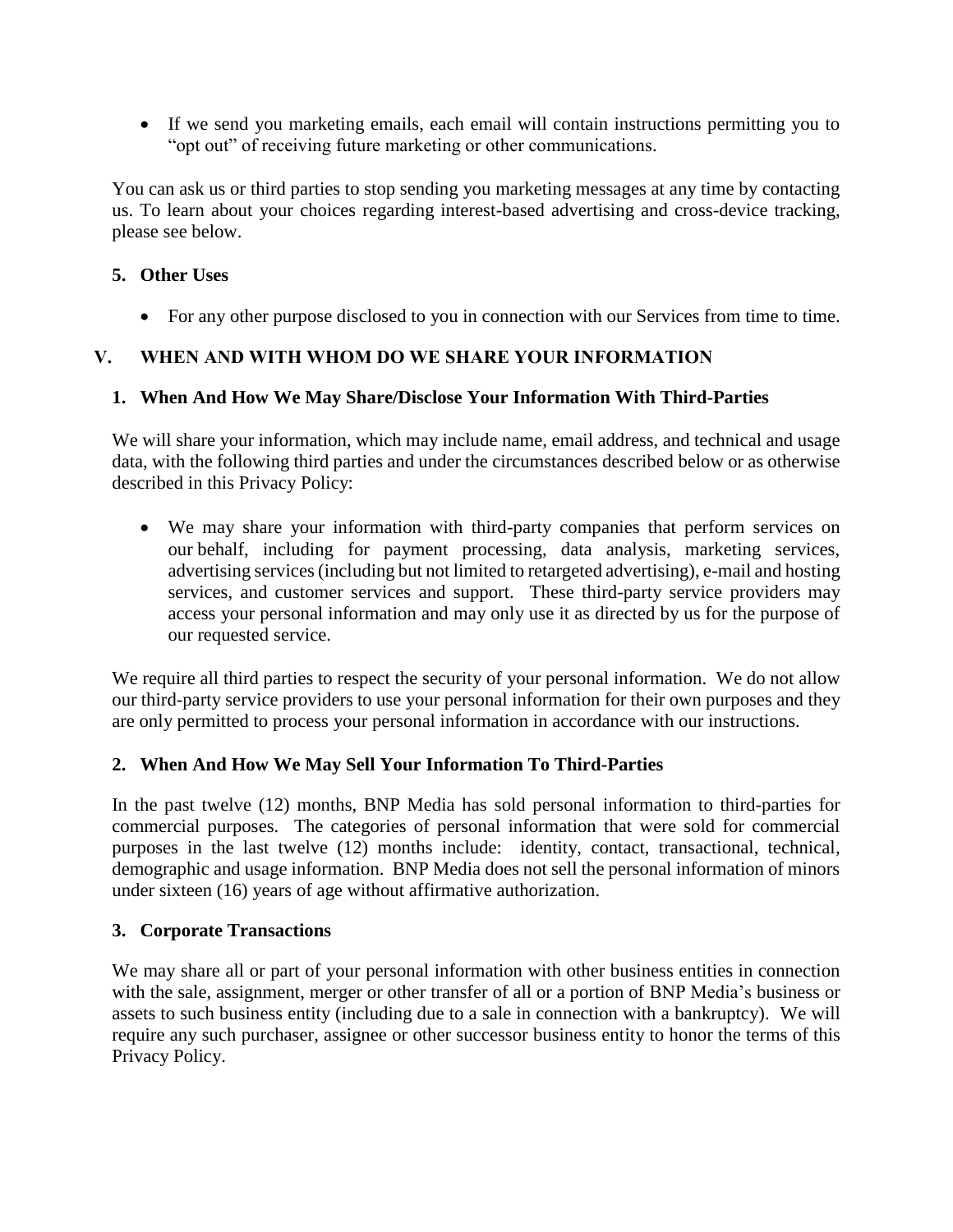- If we send you marketing emails, each email will contain instructions permitting you to "opt out" of receiving future marketing or other communications.

You can ask us or third parties to stop sending you marketing messages at any time by contacting us. To learn about your choices regarding interest-based advertising and cross-device tracking, please see below.

### 5. Other Uses

- For any other purpose disclosed to you in connection with our Services from time to time.

## V. WHEN AND WITH WHOM DO WE SHARE YOUR INFORMATION

### 1. When And How We May Share/Disclose Your Information With Third-Parties

We will share your information, which may include name, email address, and technical and usage data, with the following third parties and under the circumstances described below or as otherwise described in this Privacy Policy:

- We may share your information with third-party companies that perform services on our behalf, including for payment processing, data analysis, marketing services, advertising services (including but not limited to retargeted advertising), e-mail and hosting services, and customer services and support. These third-party service providers may access your personal information and may only use it as directed by us for the purpose of our requested service.

We require all third parties to respect the security of your personal information. We do not allow our third-party service providers to use your personal information for their own purposes and they are only permitted to process your personal information in accordance with our instructions.

### 2. When And How We May Sell Your Information To Third-Parties

In the past twelve (12) months, BNP Media has sold personal information to third-parties for commercial purposes. The categories of personal information that were sold for commercial purposes in the last twelve (12) months include: identity, contact, transactional, technical, demographic and usage information. BNP Media does not sell the personal information of minors under sixteen (16) years of age without affirmative authorization.

### 3. Corporate Transactions

We may share all or part of your personal information with other business entities in connection with the sale, assignment, merger or other transfer of all or a portion of BNP Media's business or assets to such business entity (including due to a sale in connection with a bankruptcy). We will require any such purchaser, assignee or other successor business entity to honor the terms of this Privacy Policy.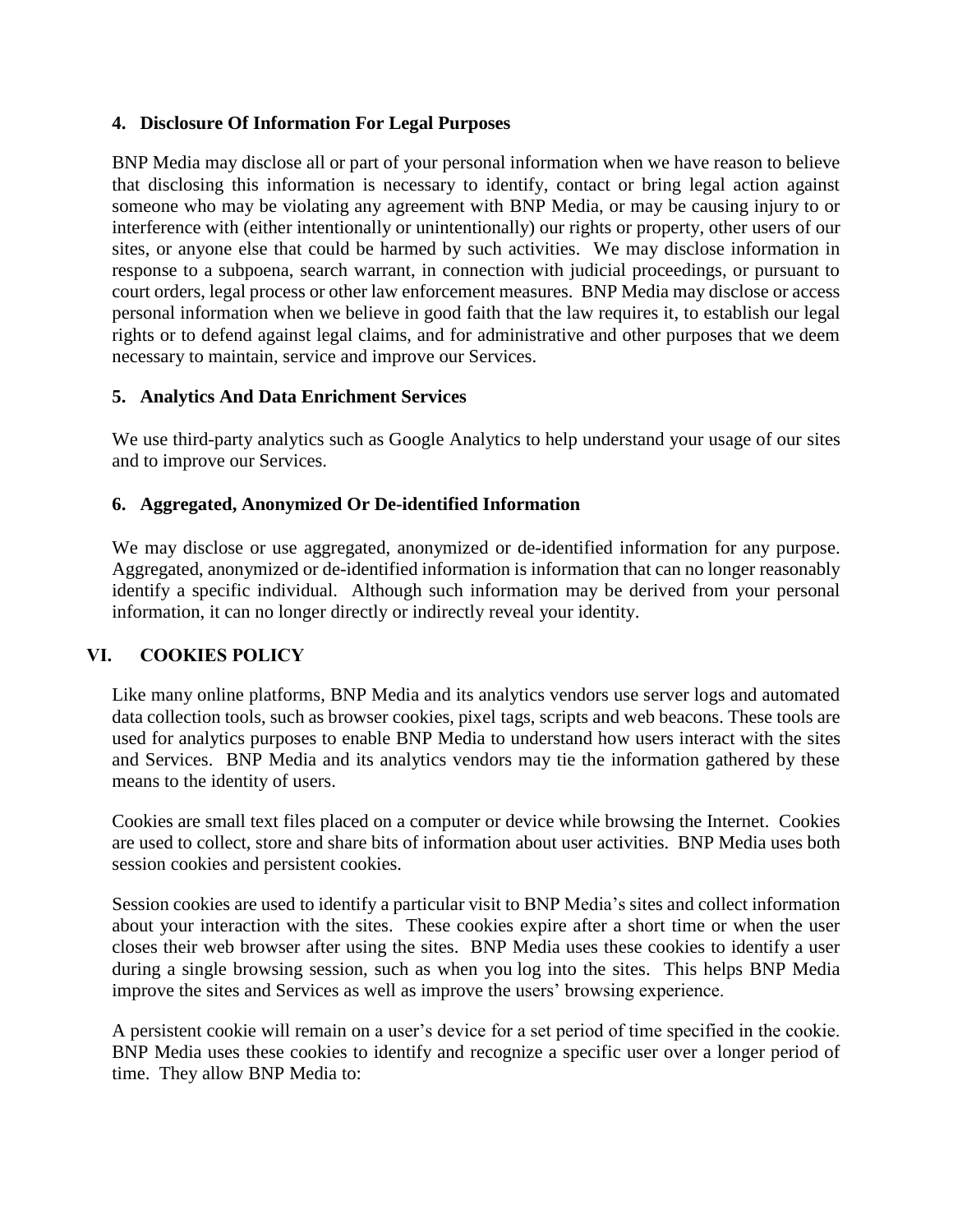### 4. Disclosure Of Information For Legal Purposes

BNP Media may disclose all or part of your personal information when we have reason to believe that disclosing this information is necessary to identify, contact or bring legal action against someone who may be violating any agreement with BNP Media, or may be causing injury to or interference with (either intentionally or unintentionally) our rights or property, other users of our sites, or anyone else that could be harmed by such activities. We may disclose information in response to a subpoena, search warrant, in connection with judicial proceedings, or pursuant to court orders, legal process or other law enforcement measures. BNP Media may disclose or access personal information when we believe in good faith that the law requires it, to establish our legal rights or to defend against legal claims, and for administrative and other purposes that we deem necessary to maintain, service and improve our Services.

### 5. Analytics And Data Enrichment Services

We use third-party analytics such as Google Analytics to help understand your usage of our sites and to improve our Services.

### 6. Aggregated, Anonymized Or De-identified Information

We may disclose or use aggregated, anonymized or de-identified information for any purpose. Aggregated, anonymized or de-identified information is information that can no longer reasonably identify a specific individual. Although such information may be derived from your personal information, it can no longer directly or indirectly reveal your identity.

## VI. COOKIES POLICY

Like many online platforms, BNP Media and its analytics vendors use server logs and automated data collection tools, such as browser cookies, pixel tags, scripts and web beacons. These tools are used for analytics purposes to enable BNP Media to understand how users interact with the sites and Services. BNP Media and its analytics vendors may tie the information gathered by these means to the identity of users.

Cookies are small text files placed on a computer or device while browsing the Internet. Cookies are used to collect, store and share bits of information about user activities. BNP Media uses both session cookies and persistent cookies.

Session cookies are used to identify a particular visit to BNP Media's sites and collect information about your interaction with the sites. These cookies expire after a short time or when the user closes their web browser after using the sites. BNP Media uses these cookies to identify a user during a single browsing session, such as when you log into the sites. This helps BNP Media improve the sites and Services as well as improve the users' browsing experience.

A persistent cookie will remain on a user's device for a set period of time specified in the cookie. BNP Media uses these cookies to identify and recognize a specific user over a longer period of time. They allow BNP Media to: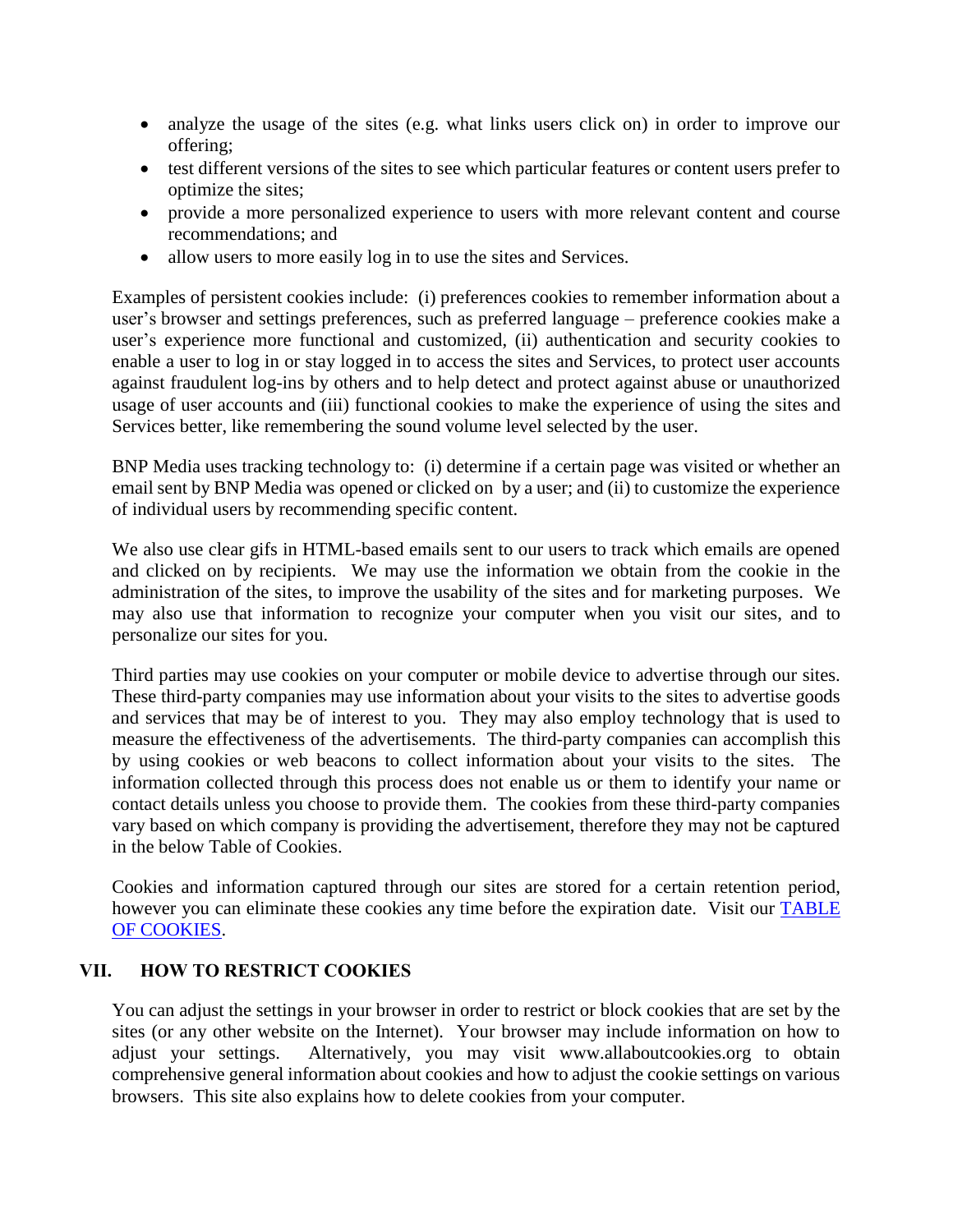- analyze the usage of the sites (e.g. what links users click on) in order to improve our offering;
- test different versions of the sites to see which particular features or content users prefer to optimize the sites;
- provide a more personalized experience to users with more relevant content and course recommendations; and
- allow users to more easily log in to use the sites and Services.

Examples of persistent cookies include: (i) preferences cookies to remember information about a user's browser and settings preferences, such as preferred language – preference cookies make a user's experience more functional and customized, (ii) authentication and security cookies to enable a user to log in or stay logged in to access the sites and Services, to protect user accounts against fraudulent log-ins by others and to help detect and protect against abuse or unauthorized usage of user accounts and (iii) functional cookies to make the experience of using the sites and Services better, like remembering the sound volume level selected by the user.

BNP Media uses tracking technology to: (i) determine if a certain page was visited or whether an email sent by BNP Media was opened or clicked on by a user; and (ii) to customize the experience of individual users by recommending specific content.

We also use clear gifs in HTML-based emails sent to our users to track which emails are opened and clicked on by recipients. We may use the information we obtain from the cookie in the administration of the sites, to improve the usability of the sites and for marketing purposes. We may also use that information to recognize your computer when you visit our sites, and to personalize our sites for you.

Third parties may use cookies on your computer or mobile device to advertise through our sites. These third-party companies may use information about your visits to the sites to advertise goods and services that may be of interest to you. They may also employ technology that is used to measure the effectiveness of the advertisements. The third-party companies can accomplish this by using cookies or web beacons to collect information about your visits to the sites. The information collected through this process does not enable us or them to identify your name or contact details unless you choose to provide them. The cookies from these third-party companies vary based on which company is providing the advertisement, therefore they may not be captured in the below Table of Cookies.

Cookies and information captured through our sites are stored for a certain retention period, however you can eliminate these cookies any time before the expiration date. Visit our TABLE OF COOKIES.

## VII. HOW TO RESTRICT COOKIES

You can adjust the settings in your browser in order to restrict or block cookies that are set by the sites (or any other website on the Internet). Your browser may include information on how to adjust your settings. Alternatively, you may visit www.allaboutcookies.org to obtain comprehensive general information about cookies and how to adjust the cookie settings on various browsers. This site also explains how to delete cookies from your computer.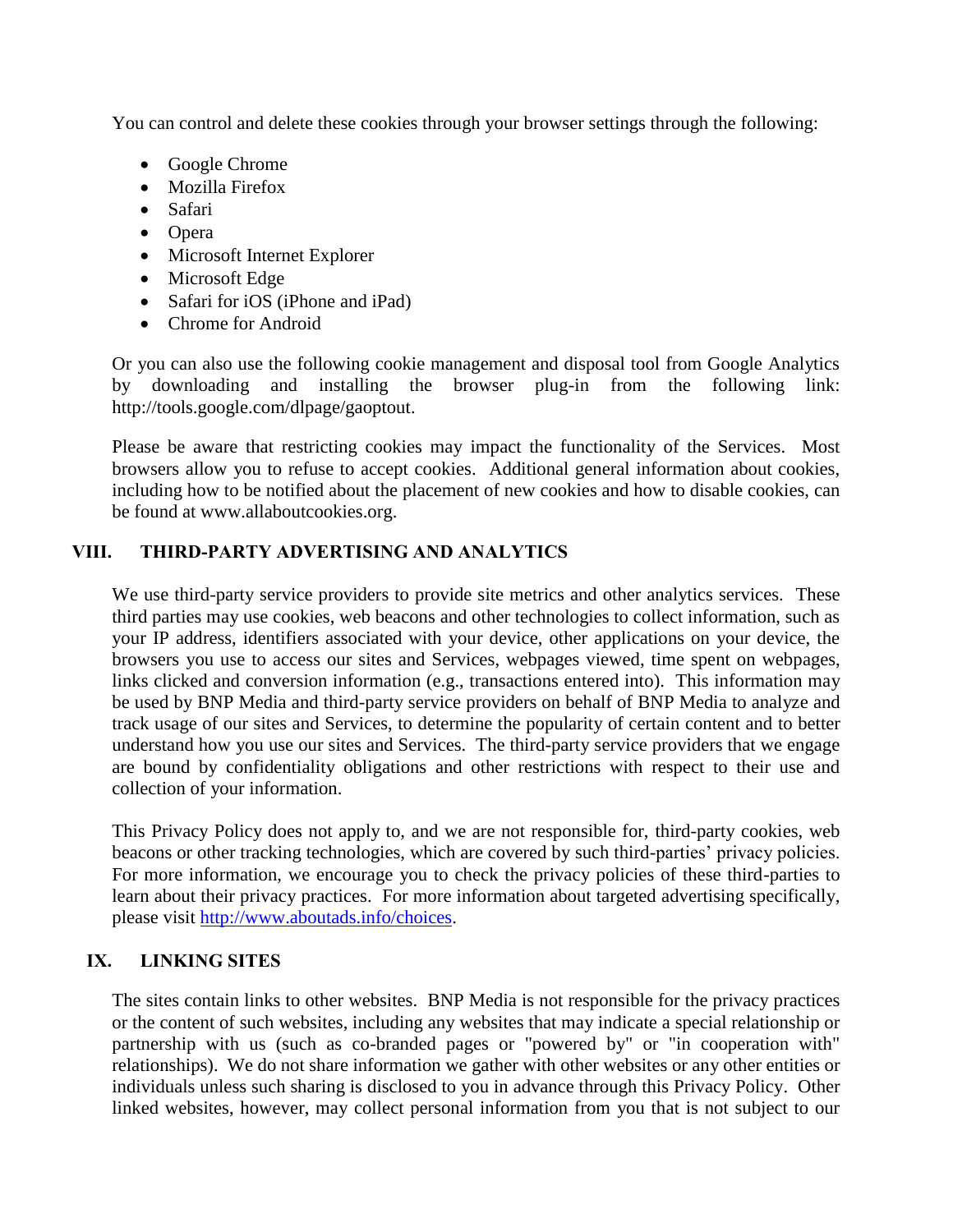You can control and delete these cookies through your browser settings through the following:

- Google Chrome
- Mozilla Firefox
- Safari
- Opera
- Microsoft Internet Explorer
- Microsoft Edge
- Safari for iOS (iPhone and iPad)
- Chrome for Android

Or you can also use the following cookie management and disposal tool from Google Analytics by downloading and installing the browser plug-in from the following link: http://tools.google.com/dlpage/gaoptout.

Please be aware that restricting cookies may impact the functionality of the Services. Most browsers allow you to refuse to accept cookies. Additional general information about cookies, including how to be notified about the placement of new cookies and how to disable cookies, can be found at www.allaboutcookies.org.

## VIII. THIRD-PARTY ADVERTISING AND ANALYTICS

We use third-party service providers to provide site metrics and other analytics services. These third parties may use cookies, web beacons and other technologies to collect information, such as your IP address, identifiers associated with your device, other applications on your device, the browsers you use to access our sites and Services, webpages viewed, time spent on webpages, links clicked and conversion information (e.g., transactions entered into). This information may be used by BNP Media and third-party service providers on behalf of BNP Media to analyze and track usage of our sites and Services, to determine the popularity of certain content and to better understand how you use our sites and Services. The third-party service providers that we engage are bound by confidentiality obligations and other restrictions with respect to their use and collection of your information.

This Privacy Policy does not apply to, and we are not responsible for, third-party cookies, web beacons or other tracking technologies, which are covered by such third-parties' privacy policies. For more information, we encourage you to check the privacy policies of these third-parties to learn about their privacy practices. For more information about targeted advertising specifically, please visit http://www.aboutads.info/choices.

## IX. LINKING SITES

The sites contain links to other websites. BNP Media is not responsible for the privacy practices or the content of such websites, including any websites that may indicate a special relationship or partnership with us (such as co-branded pages or "powered by" or "in cooperation with" relationships). We do not share information we gather with other websites or any other entities or individuals unless such sharing is disclosed to you in advance through this Privacy Policy. Other linked websites, however, may collect personal information from you that is not subject to our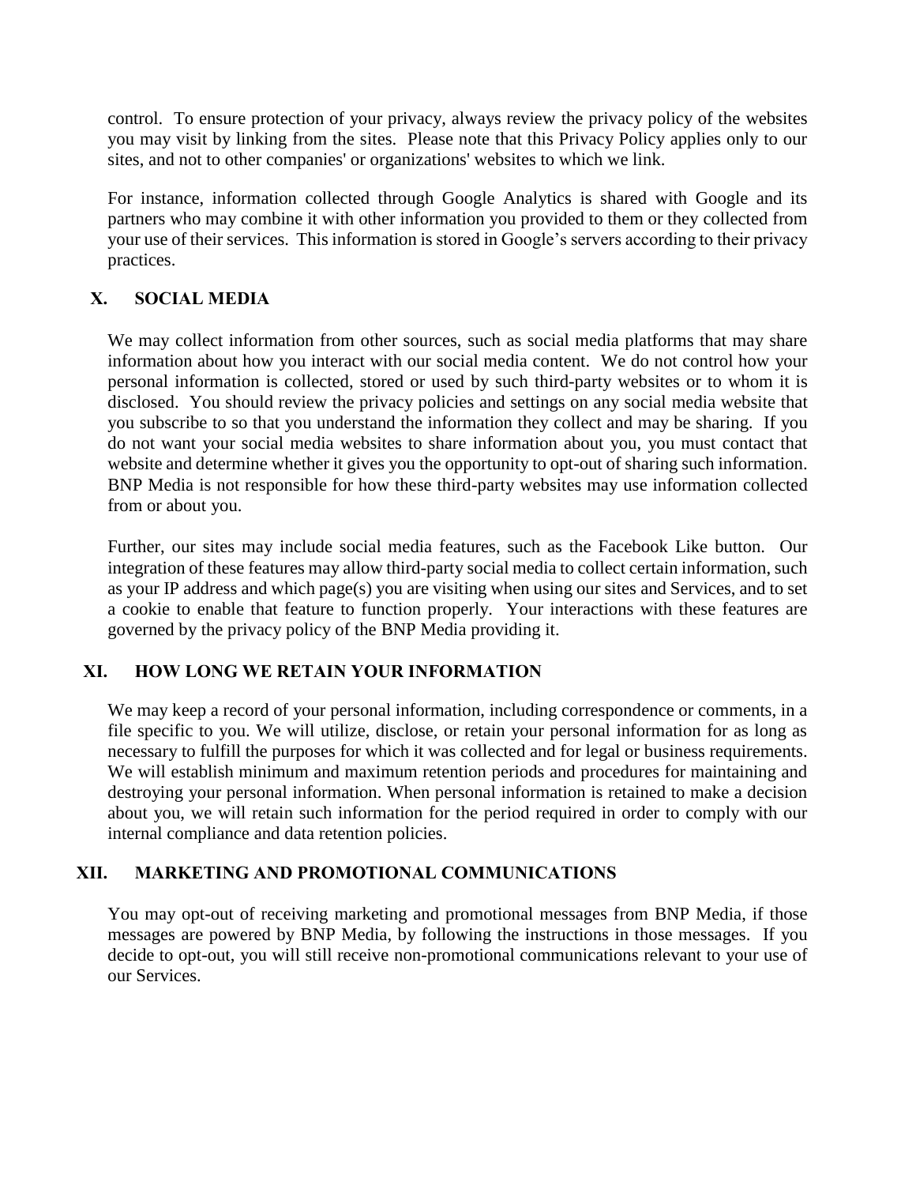control. To ensure protection of your privacy, always review the privacy policy of the websites you may visit by linking from the sites. Please note that this Privacy Policy applies only to our sites, and not to other companies' or organizations' websites to which we link.

For instance, information collected through Google Analytics is shared with Google and its partners who may combine it with other information you provided to them or they collected from your use of their services. This information is stored in Google's servers according to their privacy practices.

## X. SOCIAL MEDIA

We may collect information from other sources, such as social media platforms that may share information about how you interact with our social media content. We do not control how your personal information is collected, stored or used by such third-party websites or to whom it is disclosed. You should review the privacy policies and settings on any social media website that you subscribe to so that you understand the information they collect and may be sharing. If you do not want your social media websites to share information about you, you must contact that website and determine whether it gives you the opportunity to opt-out of sharing such information. BNP Media is not responsible for how these third-party websites may use information collected from or about you.

Further, our sites may include social media features, such as the Facebook Like button. Our integration of these features may allow third-party social media to collect certain information, such as your IP address and which page(s) you are visiting when using our sites and Services, and to set a cookie to enable that feature to function properly. Your interactions with these features are governed by the privacy policy of the BNP Media providing it.

## XI. HOW LONG WE RETAIN YOUR INFORMATION

We may keep a record of your personal information, including correspondence or comments, in a file specific to you. We will utilize, disclose, or retain your personal information for as long as necessary to fulfill the purposes for which it was collected and for legal or business requirements. We will establish minimum and maximum retention periods and procedures for maintaining and destroying your personal information. When personal information is retained to make a decision about you, we will retain such information for the period required in order to comply with our internal compliance and data retention policies.

## XII. MARKETING AND PROMOTIONAL COMMUNICATIONS

You may opt-out of receiving marketing and promotional messages from BNP Media, if those messages are powered by BNP Media, by following the instructions in those messages. If you decide to opt-out, you will still receive non-promotional communications relevant to your use of our Services.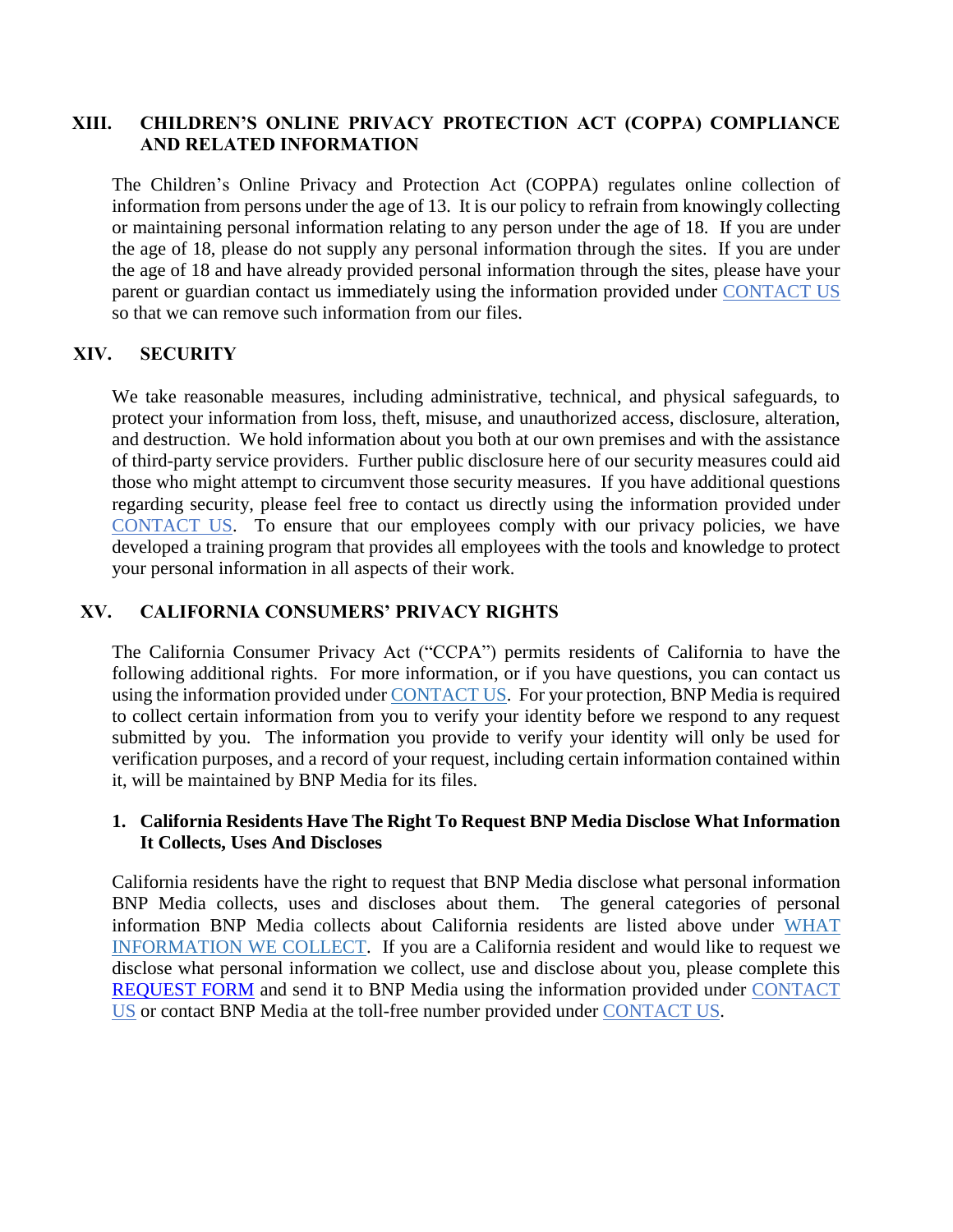## XIII. CHILDREN'S ONLINE PRIVACY PROTECTION ACT (COPPA) COMPLIANCE AND RELATED INFORMATION

The Children's Online Privacy and Protection Act (COPPA) regulates online collection of information from persons under the age of 13. It is our policy to refrain from knowingly collecting or maintaining personal information relating to any person under the age of 18. If you are under the age of 18, please do not supply any personal information through the sites. If you are under the age of 18 and have already provided personal information through the sites, please have your parent or guardian contact us immediately using the information provided under CONTACT US so that we can remove such information from our files.

## XIV. SECURITY

We take reasonable measures, including administrative, technical, and physical safeguards, to protect your information from loss, theft, misuse, and unauthorized access, disclosure, alteration, and destruction. We hold information about you both at our own premises and with the assistance of third-party service providers. Further public disclosure here of our security measures could aid those who might attempt to circumvent those security measures. If you have additional questions regarding security, please feel free to contact us directly using the information provided under CONTACT US. To ensure that our employees comply with our privacy policies, we have developed a training program that provides all employees with the tools and knowledge to protect your personal information in all aspects of their work.

## XV. CALIFORNIA CONSUMERS' PRIVACY RIGHTS

The California Consumer Privacy Act ("CCPA") permits residents of California to have the following additional rights. For more information, or if you have questions, you can contact us using the information provided under CONTACT US. For your protection, BNP Media is required to collect certain information from you to verify your identity before we respond to any request submitted by you. The information you provide to verify your identity will only be used for verification purposes, and a record of your request, including certain information contained within it, will be maintained by BNP Media for its files.

### 1. California Residents Have The Right To Request BNP Media Disclose What Information It Collects, Uses And Discloses

California residents have the right to request that BNP Media disclose what personal information BNP Media collects, uses and discloses about them. The general categories of personal information BNP Media collects about California residents are listed above under WHAT INFORMATION WE COLLECT. If you are a California resident and would like to request we disclose what personal information we collect, use and disclose about you, please complete this REQUEST FORM and send it to BNP Media using the information provided under CONTACT US or contact BNP Media at the toll-free number provided under CONTACT US.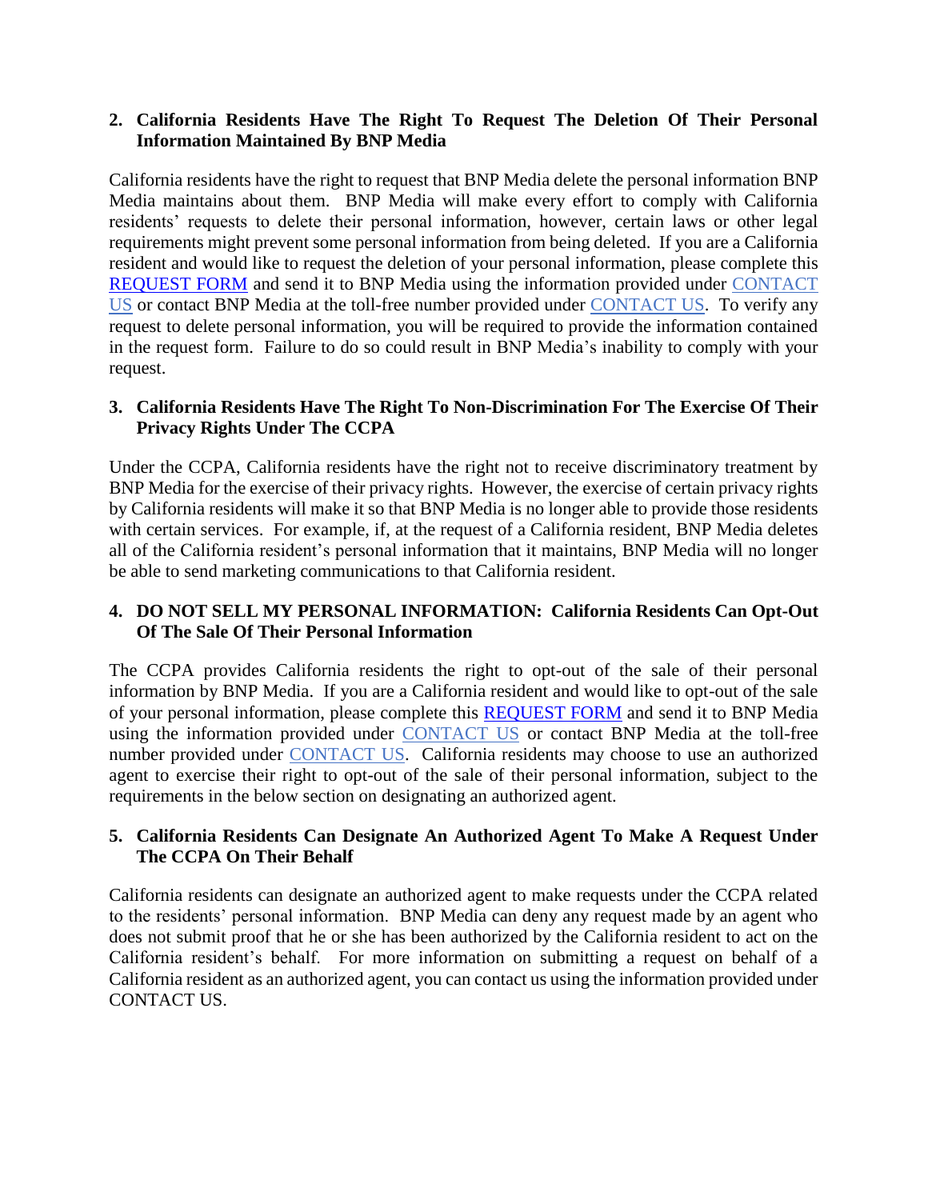**2. California Residents Have The Right To Request The Deletion Of Their Personal Information Maintained By BNP Media**

California residents have the right to request that BNP Media delete the personal information BNP Media maintains about them. BNP Media will make every effort to comply with California residents' requests to delete their personal information, however, certain laws or other legal requirements might prevent some personal information from being deleted. If you are a California resident and would like to request the deletion of your personal information, please complete this REQUEST FORM and send it to BNP Media using the information provided under CONTACT US or contact BNP Media at the toll-free number provided under CONTACT US. To verify any request to delete personal information, you will be required to provide the information contained in the request form. Failure to do so could result in BNP Media's inability to comply with your request.

**3. California Residents Have The Right To Non-Discrimination For The Exercise Of Their Privacy Rights Under The CCPA**

Under the CCPA, California residents have the right not to receive discriminatory treatment by BNP Media for the exercise of their privacy rights. However, the exercise of certain privacy rights by California residents will make it so that BNP Media is no longer able to provide those residents with certain services. For example, if, at the request of a California resident, BNP Media deletes all of the California resident's personal information that it maintains, BNP Media will no longer be able to send marketing communications to that California resident.

**4. DO NOT SELL MY PERSONAL INFORMATION: California Residents Can Opt-Out Of The Sale Of Their Personal Information**

The CCPA provides California residents the right to opt-out of the sale of their personal information by BNP Media. If you are a California resident and would like to opt-out of the sale of your personal information, please complete this REQUEST FORM and send it to BNP Media using the information provided under CONTACT US or contact BNP Media at the toll-free number provided under CONTACT US. California residents may choose to use an authorized agent to exercise their right to opt-out of the sale of their personal information, subject to the requirements in the below section on designating an authorized agent.

**5. California Residents Can Designate An Authorized Agent To Make A Request Under The CCPA On Their Behalf**

California residents can designate an authorized agent to make requests under the CCPA related to the residents' personal information. BNP Media can deny any request made by an agent who does not submit proof that he or she has been authorized by the California resident to act on the California resident's behalf. For more information on submitting a request on behalf of a California resident as an authorized agent, you can contact us using the information provided under CONTACT US.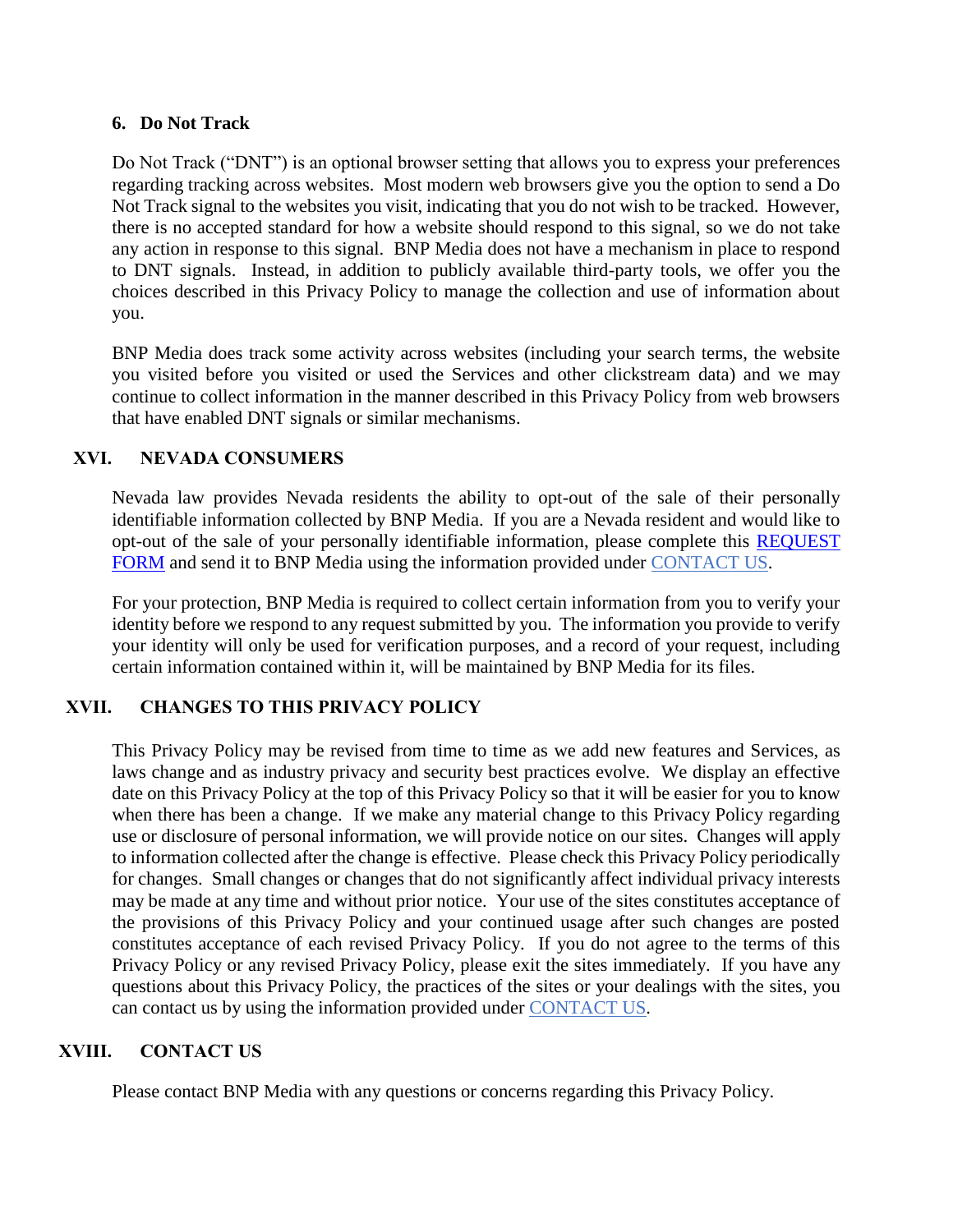#### 6. Do Not Track

Do Not Track ("DNT") is an optional browser setting that allows you to express your preferences regarding tracking across websites. Most modern web browsers give you the option to send a Do Not Track signal to the websites you visit, indicating that you do not wish to be tracked. However, there is no accepted standard for how a website should respond to this signal, so we do not take any action in response to this signal. BNP Media does not have a mechanism in place to respond to DNT signals. Instead, in addition to publicly available third-party tools, we offer you the choices described in this Privacy Policy to manage the collection and use of information about you.

BNP Media does track some activity across websites (including your search terms, the website you visited before you visited or used the Services and other clickstream data) and we may continue to collect information in the manner described in this Privacy Policy from web browsers that have enabled DNT signals or similar mechanisms.

## XVI. NEVADA CONSUMERS

Nevada law provides Nevada residents the ability to opt-out of the sale of their personally identifiable information collected by BNP Media. If you are a Nevada resident and would like to opt-out of the sale of your personally identifiable information, please complete this REQUEST FORM and send it to BNP Media using the information provided under CONTACT US.

For your protection, BNP Media is required to collect certain information from you to verify your identity before we respond to any request submitted by you. The information you provide to verify your identity will only be used for verification purposes, and a record of your request, including certain information contained within it, will be maintained by BNP Media for its files.

## XVII. CHANGES TO THIS PRIVACY POLICY

This Privacy Policy may be revised from time to time as we add new features and Services, as laws change and as industry privacy and security best practices evolve. We display an effective date on this Privacy Policy at the top of this Privacy Policy so that it will be easier for you to know when there has been a change. If we make any material change to this Privacy Policy regarding use or disclosure of personal information, we will provide notice on our sites. Changes will apply to information collected after the change is effective. Please check this Privacy Policy periodically for changes. Small changes or changes that do not significantly affect individual privacy interests may be made at any time and without prior notice. Your use of the sites constitutes acceptance of the provisions of this Privacy Policy and your continued usage after such changes are posted constitutes acceptance of each revised Privacy Policy. If you do not agree to the terms of this Privacy Policy or any revised Privacy Policy, please exit the sites immediately. If you have any questions about this Privacy Policy, the practices of the sites or your dealings with the sites, you can contact us by using the information provided under CONTACT US.

## XVIII. CONTACT US

Please contact BNP Media with any questions or concerns regarding this Privacy Policy.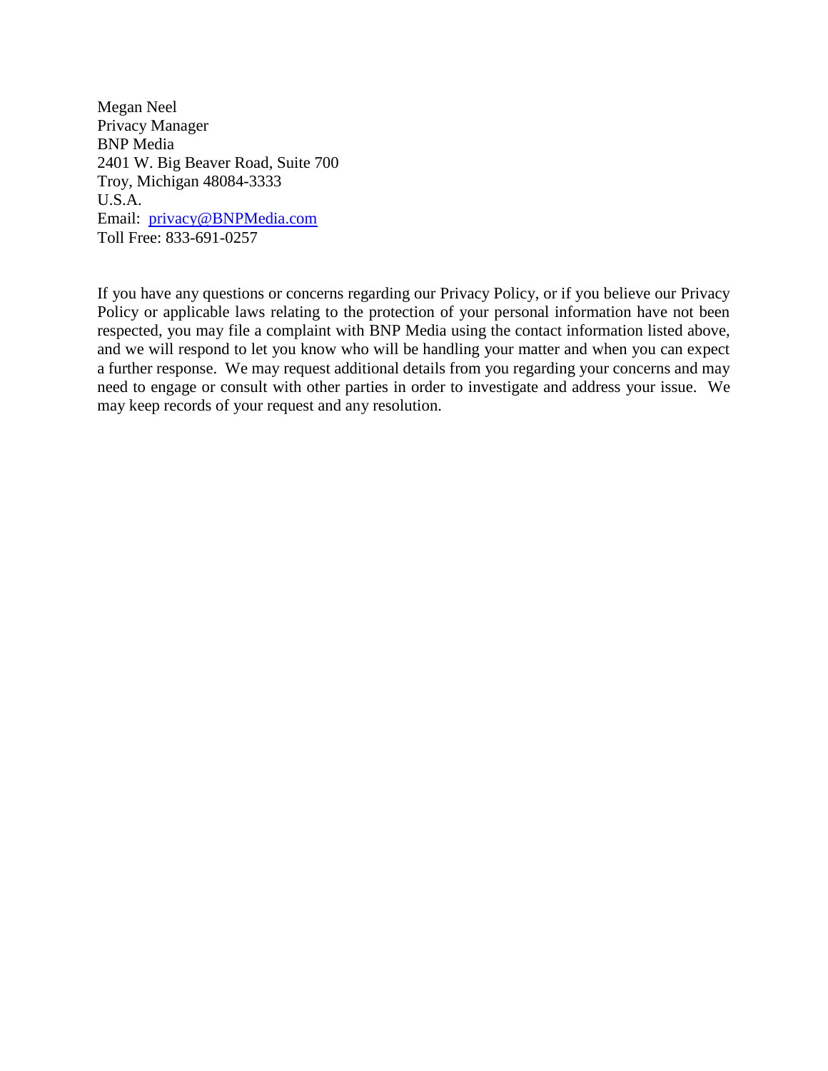Megan Neel  
Privacy Manager  
BNP Media  
2401 W. Big Beaver Road, Suite 700  
Troy, Michigan 48084-3333  
U.S.A.  
Email: [privacy@BNPMedia.com](mailto:privacy@BNPMedia.com)  
Toll Free: 833-691-0257

If you have any questions or concerns regarding our Privacy Policy, or if you believe our Privacy Policy or applicable laws relating to the protection of your personal information have not been respected, you may file a complaint with BNP Media using the contact information listed above, and we will respond to let you know who will be handling your matter and when you can expect a further response. We may request additional details from you regarding your concerns and may need to engage or consult with other parties in order to investigate and address your issue. We may keep records of your request and any resolution.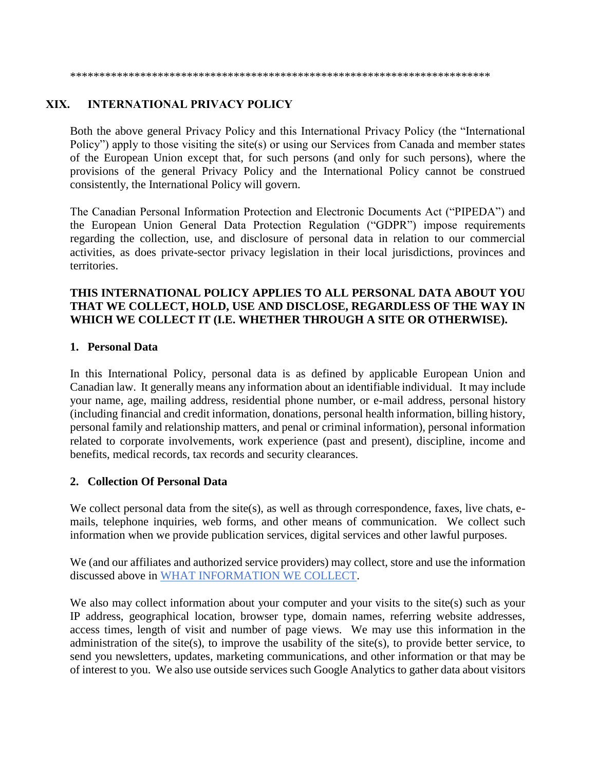***************************************************************************

## XIX. INTERNATIONAL PRIVACY POLICY

Both the above general Privacy Policy and this International Privacy Policy (the "International Policy") apply to those visiting the site(s) or using our Services from Canada and member states of the European Union except that, for such persons (and only for such persons), where the provisions of the general Privacy Policy and the International Policy cannot be construed consistently, the International Policy will govern.

The Canadian Personal Information Protection and Electronic Documents Act ("PIPEDA") and the European Union General Data Protection Regulation ("GDPR") impose requirements regarding the collection, use, and disclosure of personal data in relation to our commercial activities, as does private-sector privacy legislation in their local jurisdictions, provinces and territories.

**THIS INTERNATIONAL POLICY APPLIES TO ALL PERSONAL DATA ABOUT YOU THAT WE COLLECT, HOLD, USE AND DISCLOSE, REGARDLESS OF THE WAY IN WHICH WE COLLECT IT (I.E. WHETHER THROUGH A SITE OR OTHERWISE).**

### 1. Personal Data

In this International Policy, personal data is as defined by applicable European Union and Canadian law. It generally means any information about an identifiable individual. It may include your name, age, mailing address, residential phone number, or e-mail address, personal history (including financial and credit information, donations, personal health information, billing history, personal family and relationship matters, and penal or criminal information), personal information related to corporate involvements, work experience (past and present), discipline, income and benefits, medical records, tax records and security clearances.

### 2. Collection Of Personal Data

We collect personal data from the site(s), as well as through correspondence, faxes, live chats, e-mails, telephone inquiries, web forms, and other means of communication. We collect such information when we provide publication services, digital services and other lawful purposes.

We (and our affiliates and authorized service providers) may collect, store and use the information discussed above in WHAT INFORMATION WE COLLECT.

We also may collect information about your computer and your visits to the site(s) such as your IP address, geographical location, browser type, domain names, referring website addresses, access times, length of visit and number of page views. We may use this information in the administration of the site(s), to improve the usability of the site(s), to provide better service, to send you newsletters, updates, marketing communications, and other information or that may be of interest to you. We also use outside services such Google Analytics to gather data about visitors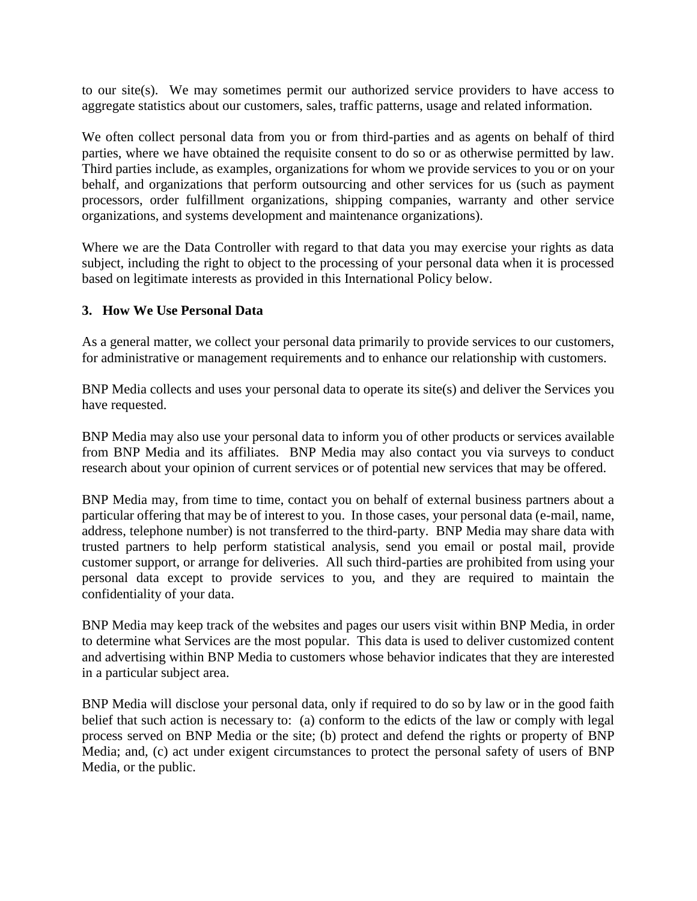to our site(s). We may sometimes permit our authorized service providers to have access to aggregate statistics about our customers, sales, traffic patterns, usage and related information.

We often collect personal data from you or from third-parties and as agents on behalf of third parties, where we have obtained the requisite consent to do so or as otherwise permitted by law. Third parties include, as examples, organizations for whom we provide services to you or on your behalf, and organizations that perform outsourcing and other services for us (such as payment processors, order fulfillment organizations, shipping companies, warranty and other service organizations, and systems development and maintenance organizations).

Where we are the Data Controller with regard to that data you may exercise your rights as data subject, including the right to object to the processing of your personal data when it is processed based on legitimate interests as provided in this International Policy below.

### 3. How We Use Personal Data

As a general matter, we collect your personal data primarily to provide services to our customers, for administrative or management requirements and to enhance our relationship with customers.

BNP Media collects and uses your personal data to operate its site(s) and deliver the Services you have requested.

BNP Media may also use your personal data to inform you of other products or services available from BNP Media and its affiliates. BNP Media may also contact you via surveys to conduct research about your opinion of current services or of potential new services that may be offered.

BNP Media may, from time to time, contact you on behalf of external business partners about a particular offering that may be of interest to you. In those cases, your personal data (e-mail, name, address, telephone number) is not transferred to the third-party. BNP Media may share data with trusted partners to help perform statistical analysis, send you email or postal mail, provide customer support, or arrange for deliveries. All such third-parties are prohibited from using your personal data except to provide services to you, and they are required to maintain the confidentiality of your data.

BNP Media may keep track of the websites and pages our users visit within BNP Media, in order to determine what Services are the most popular. This data is used to deliver customized content and advertising within BNP Media to customers whose behavior indicates that they are interested in a particular subject area.

BNP Media will disclose your personal data, only if required to do so by law or in the good faith belief that such action is necessary to: (a) conform to the edicts of the law or comply with legal process served on BNP Media or the site; (b) protect and defend the rights or property of BNP Media; and, (c) act under exigent circumstances to protect the personal safety of users of BNP Media, or the public.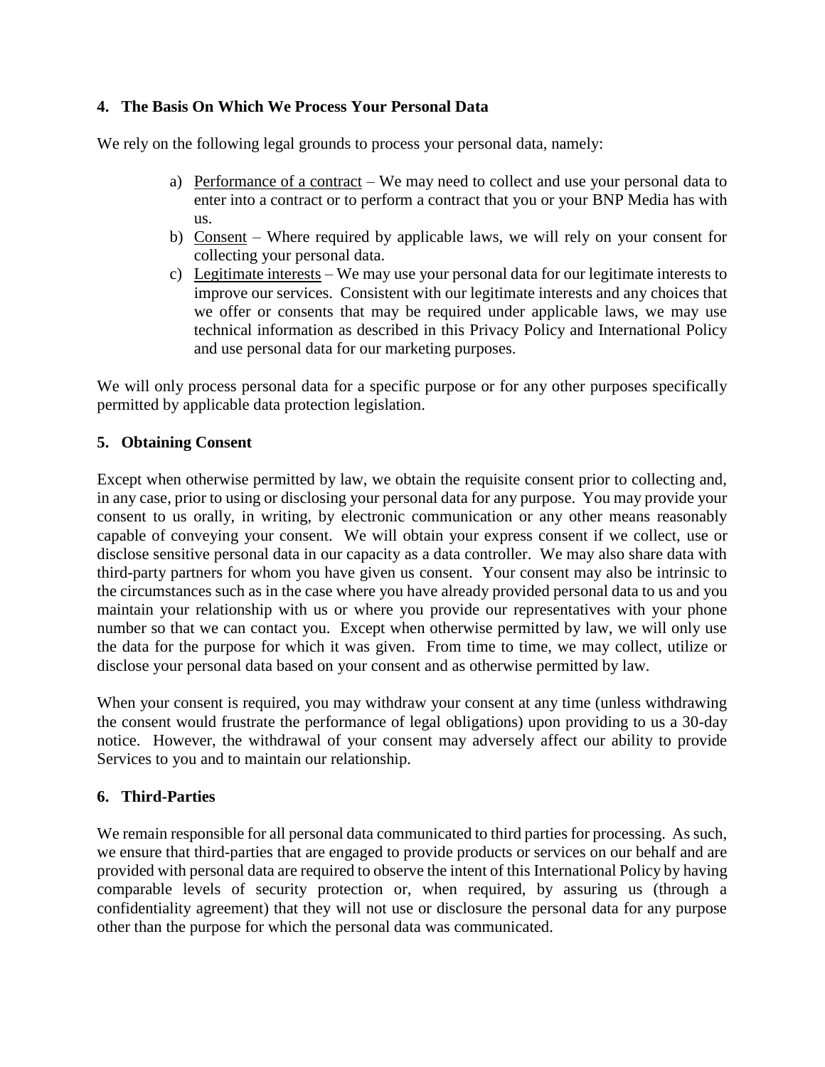## 4. The Basis On Which We Process Your Personal Data

We rely on the following legal grounds to process your personal data, namely:

a) Performance of a contract – We may need to collect and use your personal data to enter into a contract or to perform a contract that you or your BNP Media has with us.

b) Consent – Where required by applicable laws, we will rely on your consent for collecting your personal data.

c) Legitimate interests – We may use your personal data for our legitimate interests to improve our services. Consistent with our legitimate interests and any choices that we offer or consents that may be required under applicable laws, we may use technical information as described in this Privacy Policy and International Policy and use personal data for our marketing purposes.

We will only process personal data for a specific purpose or for any other purposes specifically permitted by applicable data protection legislation.

## 5. Obtaining Consent

Except when otherwise permitted by law, we obtain the requisite consent prior to collecting and, in any case, prior to using or disclosing your personal data for any purpose. You may provide your consent to us orally, in writing, by electronic communication or any other means reasonably capable of conveying your consent. We will obtain your express consent if we collect, use or disclose sensitive personal data in our capacity as a data controller. We may also share data with third-party partners for whom you have given us consent. Your consent may also be intrinsic to the circumstances such as in the case where you have already provided personal data to us and you maintain your relationship with us or where you provide our representatives with your phone number so that we can contact you. Except when otherwise permitted by law, we will only use the data for the purpose for which it was given. From time to time, we may collect, utilize or disclose your personal data based on your consent and as otherwise permitted by law.

When your consent is required, you may withdraw your consent at any time (unless withdrawing the consent would frustrate the performance of legal obligations) upon providing to us a 30-day notice. However, the withdrawal of your consent may adversely affect our ability to provide Services to you and to maintain our relationship.

## 6. Third-Parties

We remain responsible for all personal data communicated to third parties for processing. As such, we ensure that third-parties that are engaged to provide products or services on our behalf and are provided with personal data are required to observe the intent of this International Policy by having comparable levels of security protection or, when required, by assuring us (through a confidentiality agreement) that they will not use or disclosure the personal data for any purpose other than the purpose for which the personal data was communicated.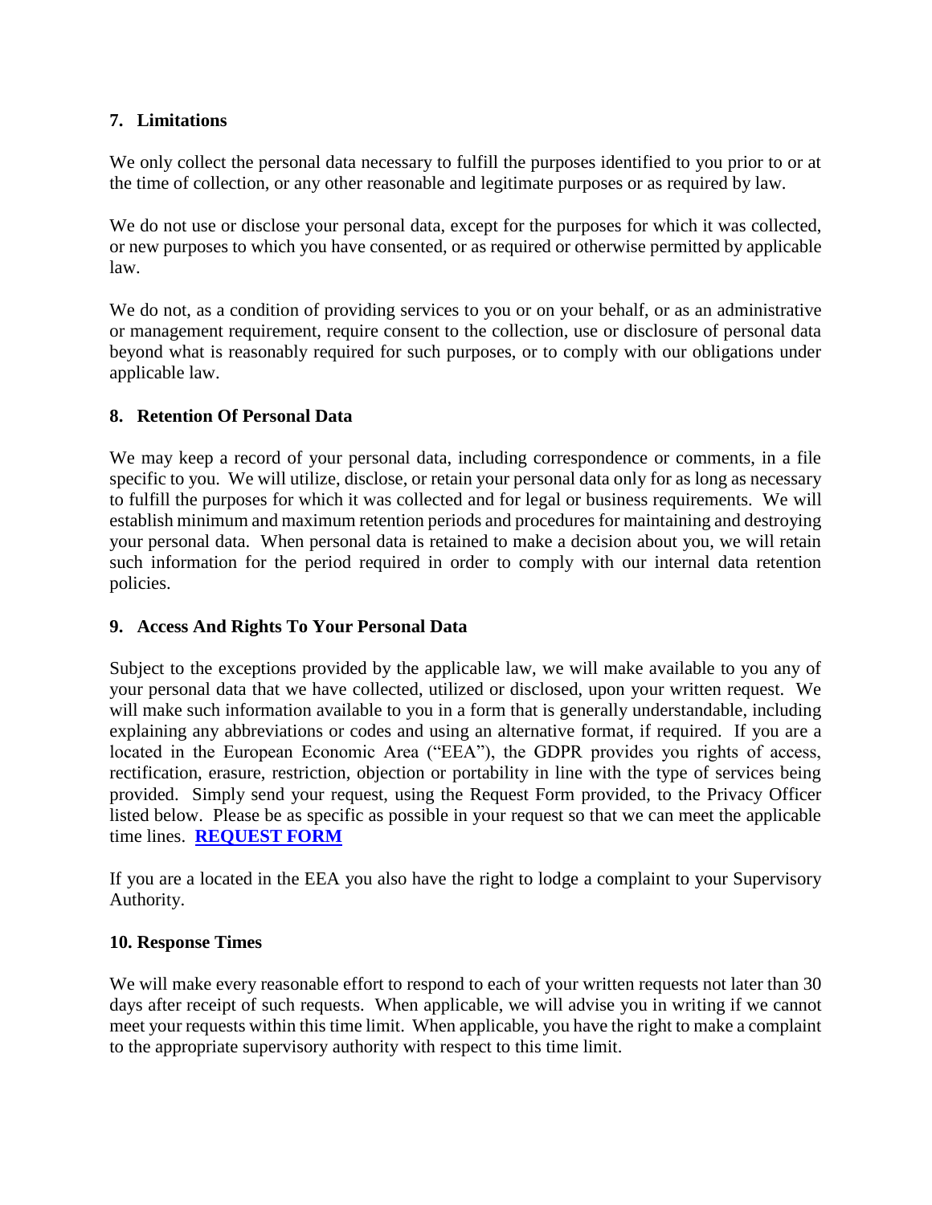## 7. Limitations

We only collect the personal data necessary to fulfill the purposes identified to you prior to or at the time of collection, or any other reasonable and legitimate purposes or as required by law.

We do not use or disclose your personal data, except for the purposes for which it was collected, or new purposes to which you have consented, or as required or otherwise permitted by applicable law.

We do not, as a condition of providing services to you or on your behalf, or as an administrative or management requirement, require consent to the collection, use or disclosure of personal data beyond what is reasonably required for such purposes, or to comply with our obligations under applicable law.

## 8. Retention Of Personal Data

We may keep a record of your personal data, including correspondence or comments, in a file specific to you. We will utilize, disclose, or retain your personal data only for as long as necessary to fulfill the purposes for which it was collected and for legal or business requirements. We will establish minimum and maximum retention periods and procedures for maintaining and destroying your personal data. When personal data is retained to make a decision about you, we will retain such information for the period required in order to comply with our internal data retention policies.

## 9. Access And Rights To Your Personal Data

Subject to the exceptions provided by the applicable law, we will make available to you any of your personal data that we have collected, utilized or disclosed, upon your written request. We will make such information available to you in a form that is generally understandable, including explaining any abbreviations or codes and using an alternative format, if required. If you are a located in the European Economic Area ("EEA"), the GDPR provides you rights of access, rectification, erasure, restriction, objection or portability in line with the type of services being provided. Simply send your request, using the Request Form provided, to the Privacy Officer listed below. Please be as specific as possible in your request so that we can meet the applicable time lines. **REQUEST FORM**

If you are a located in the EEA you also have the right to lodge a complaint to your Supervisory Authority.

## 10. Response Times

We will make every reasonable effort to respond to each of your written requests not later than 30 days after receipt of such requests. When applicable, we will advise you in writing if we cannot meet your requests within this time limit. When applicable, you have the right to make a complaint to the appropriate supervisory authority with respect to this time limit.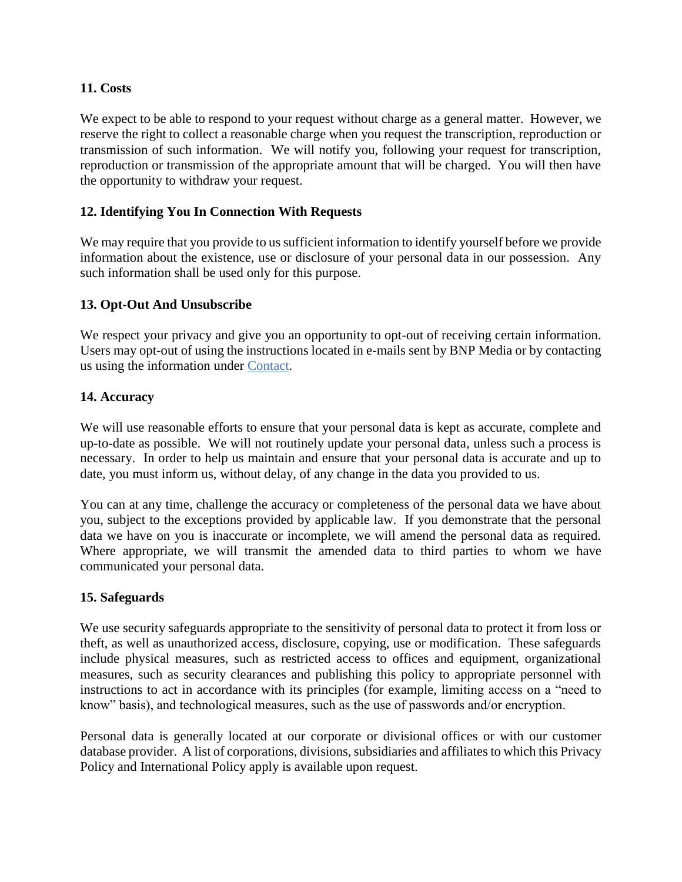**11. Costs**

We expect to be able to respond to your request without charge as a general matter. However, we reserve the right to collect a reasonable charge when you request the transcription, reproduction or transmission of such information. We will notify you, following your request for transcription, reproduction or transmission of the appropriate amount that will be charged. You will then have the opportunity to withdraw your request.

**12. Identifying You In Connection With Requests**

We may require that you provide to us sufficient information to identify yourself before we provide information about the existence, use or disclosure of your personal data in our possession. Any such information shall be used only for this purpose.

**13. Opt-Out And Unsubscribe**

We respect your privacy and give you an opportunity to opt-out of receiving certain information. Users may opt-out of using the instructions located in e-mails sent by BNP Media or by contacting us using the information under Contact.

**14. Accuracy**

We will use reasonable efforts to ensure that your personal data is kept as accurate, complete and up-to-date as possible. We will not routinely update your personal data, unless such a process is necessary. In order to help us maintain and ensure that your personal data is accurate and up to date, you must inform us, without delay, of any change in the data you provided to us.

You can at any time, challenge the accuracy or completeness of the personal data we have about you, subject to the exceptions provided by applicable law. If you demonstrate that the personal data we have on you is inaccurate or incomplete, we will amend the personal data as required. Where appropriate, we will transmit the amended data to third parties to whom we have communicated your personal data.

**15. Safeguards**

We use security safeguards appropriate to the sensitivity of personal data to protect it from loss or theft, as well as unauthorized access, disclosure, copying, use or modification. These safeguards include physical measures, such as restricted access to offices and equipment, organizational measures, such as security clearances and publishing this policy to appropriate personnel with instructions to act in accordance with its principles (for example, limiting access on a "need to know" basis), and technological measures, such as the use of passwords and/or encryption.

Personal data is generally located at our corporate or divisional offices or with our customer database provider. A list of corporations, divisions, subsidiaries and affiliates to which this Privacy Policy and International Policy apply is available upon request.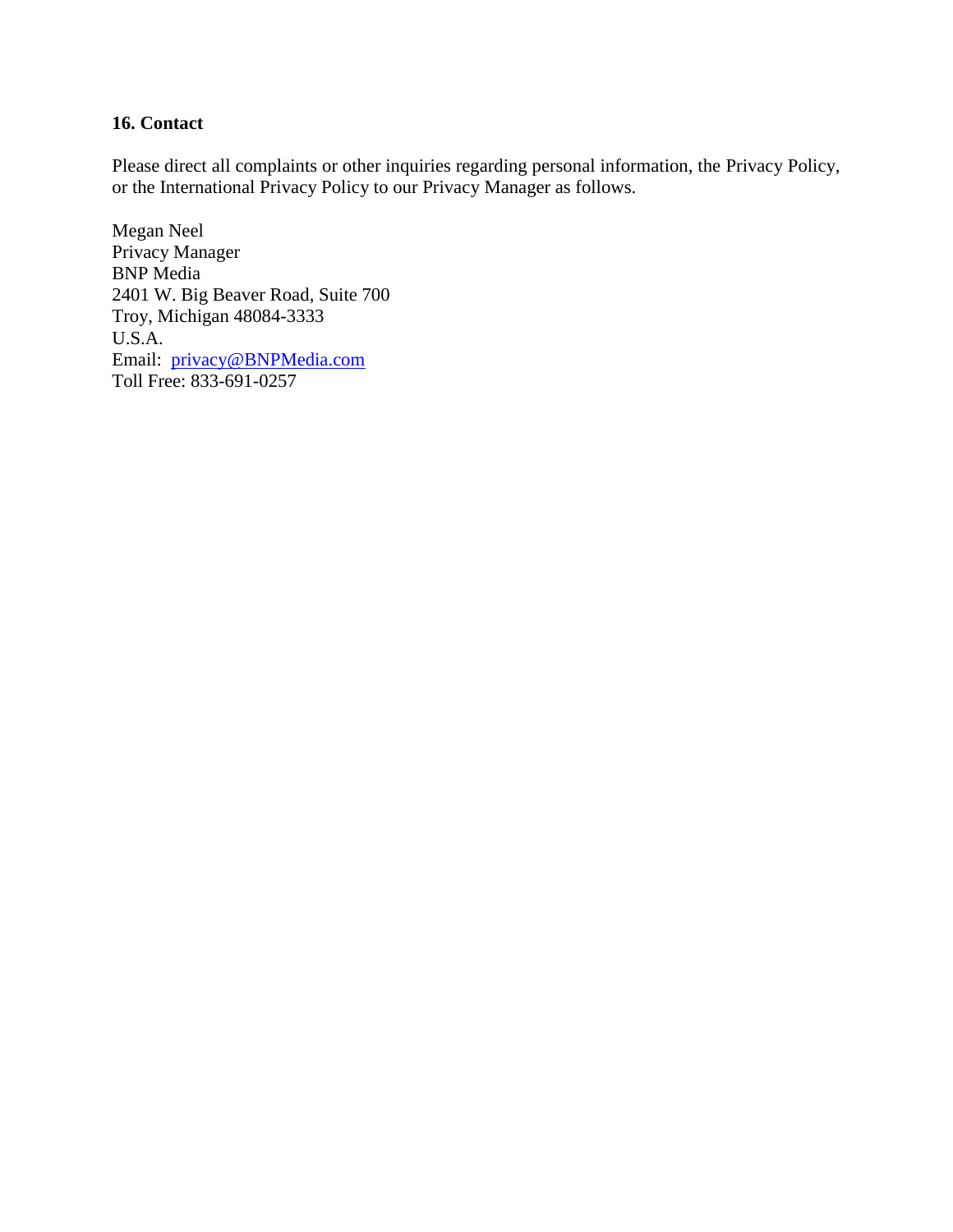### 16. Contact

Please direct all complaints or other inquiries regarding personal information, the Privacy Policy, or the International Privacy Policy to our Privacy Manager as follows.

Megan Neel  
Privacy Manager  
BNP Media  
2401 W. Big Beaver Road, Suite 700  
Troy, Michigan 48084-3333  
U.S.A.  
Email: privacy@BNPMedia.com  
Toll Free: 833-691-0257